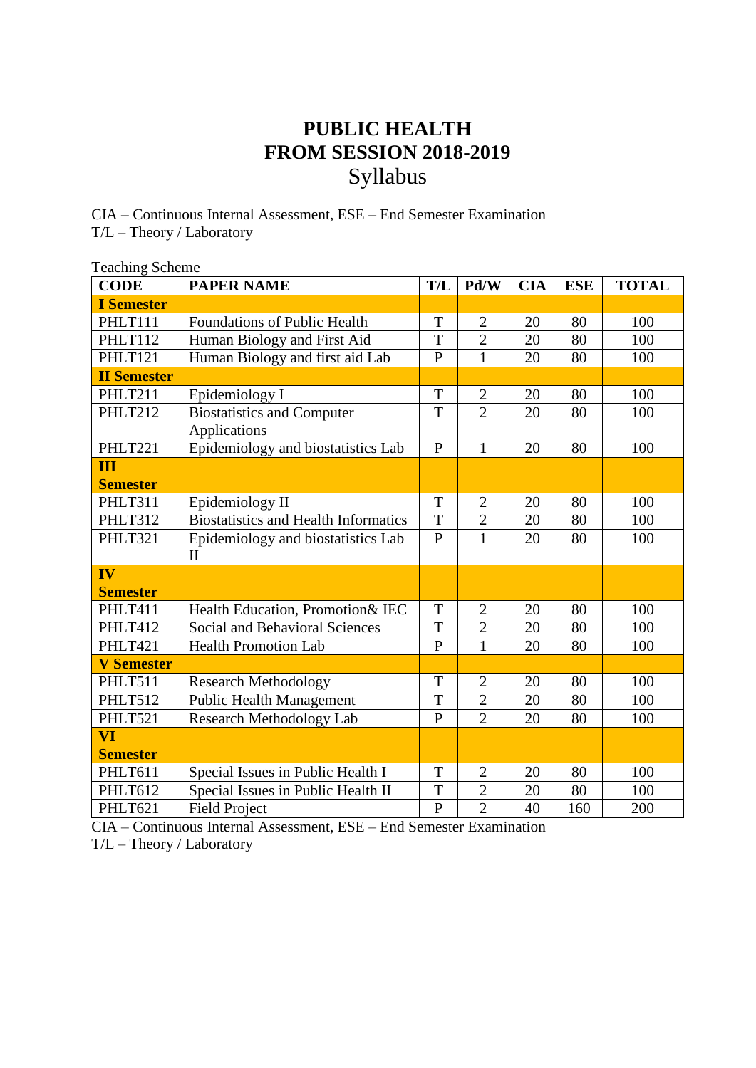# PUBLIC HEALTH
# FROM SESSION 2018-2019
## Syllabus

CIA – Continuous Internal Assessment, ESE – End Semester Examination
T/L – Theory / Laboratory

Teaching Scheme

| CODE | PAPER NAME | T/L | Pd/W | CIA | ESE | TOTAL |
|---|---|---|---|---|---|---|
| **I Semester** | | | | | | |
| PHLT111 | Foundations of Public Health | T | 2 | 20 | 80 | 100 |
| PHLT112 | Human Biology and First Aid | T | 2 | 20 | 80 | 100 |
| PHLT121 | Human Biology and first aid Lab | P | 1 | 20 | 80 | 100 |
| **II Semester** | | | | | | |
| PHLT211 | Epidemiology I | T | 2 | 20 | 80 | 100 |
| PHLT212 | Biostatistics and Computer Applications | T | 2 | 20 | 80 | 100 |
| PHLT221 | Epidemiology and biostatistics Lab | P | 1 | 20 | 80 | 100 |
| **III Semester** | | | | | | |
| PHLT311 | Epidemiology II | T | 2 | 20 | 80 | 100 |
| PHLT312 | Biostatistics and Health Informatics | T | 2 | 20 | 80 | 100 |
| PHLT321 | Epidemiology and biostatistics Lab II | P | 1 | 20 | 80 | 100 |
| **IV Semester** | | | | | | |
| PHLT411 | Health Education, Promotion& IEC | T | 2 | 20 | 80 | 100 |
| PHLT412 | Social and Behavioral Sciences | T | 2 | 20 | 80 | 100 |
| PHLT421 | Health Promotion Lab | P | 1 | 20 | 80 | 100 |
| **V Semester** | | | | | | |
| PHLT511 | Research Methodology | T | 2 | 20 | 80 | 100 |
| PHLT512 | Public Health Management | T | 2 | 20 | 80 | 100 |
| PHLT521 | Research Methodology Lab | P | 2 | 20 | 80 | 100 |
| **VI Semester** | | | | | | |
| PHLT611 | Special Issues in Public Health I | T | 2 | 20 | 80 | 100 |
| PHLT612 | Special Issues in Public Health II | T | 2 | 20 | 80 | 100 |
| PHLT621 | Field Project | P | 2 | 40 | 160 | 200 |

CIA – Continuous Internal Assessment, ESE – End Semester Examination
T/L – Theory / Laboratory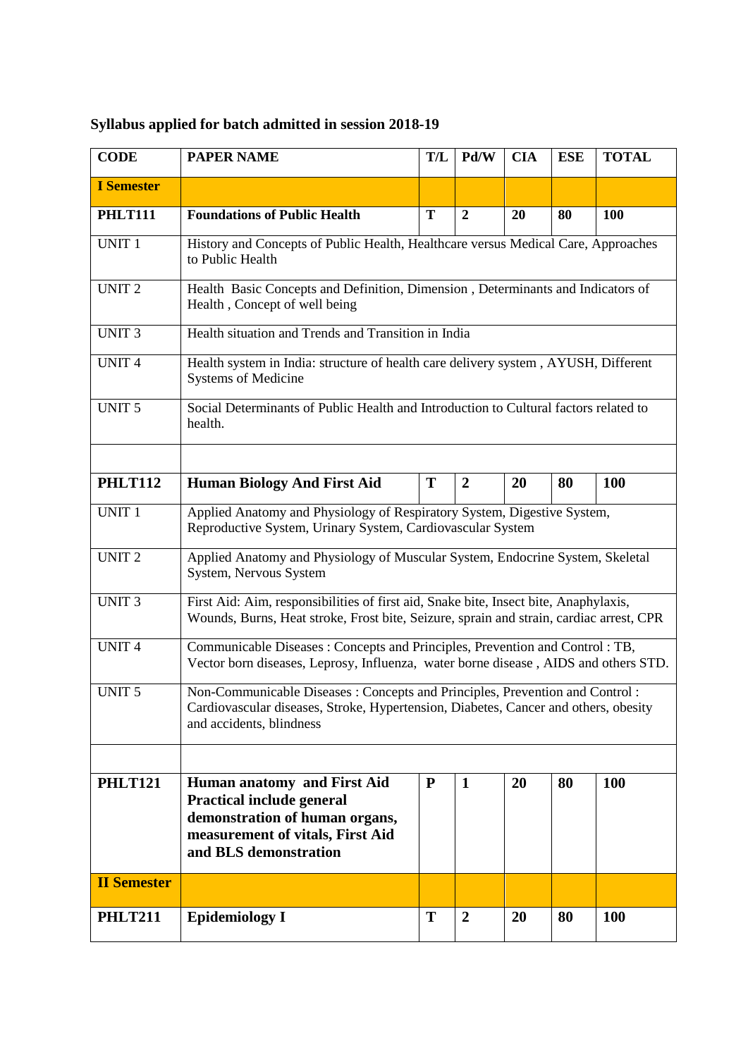**Syllabus applied for batch admitted in session 2018-19**

| CODE | PAPER NAME | T/L | Pd/W | CIA | ESE | TOTAL |
|---|---|---|---|---|---|---|
| **I Semester** | | | | | | |
| **PHLT111** | **Foundations of Public Health** | **T** | **2** | **20** | **80** | **100** |
| UNIT 1 | History and Concepts of Public Health, Healthcare versus Medical Care, Approaches to Public Health | | | | | |
| UNIT 2 | Health Basic Concepts and Definition, Dimension , Determinants and Indicators of Health , Concept of well being | | | | | |
| UNIT 3 | Health situation and Trends and Transition in India | | | | | |
| UNIT 4 | Health system in India: structure of health care delivery system , AYUSH, Different Systems of Medicine | | | | | |
| UNIT 5 | Social Determinants of Public Health and Introduction to Cultural factors related to health. | | | | | |
| | | | | | | |
| **PHLT112** | **Human Biology And First Aid** | **T** | **2** | **20** | **80** | **100** |
| UNIT 1 | Applied Anatomy and Physiology of Respiratory System, Digestive System, Reproductive System, Urinary System, Cardiovascular System | | | | | |
| UNIT 2 | Applied Anatomy and Physiology of Muscular System, Endocrine System, Skeletal System, Nervous System | | | | | |
| UNIT 3 | First Aid: Aim, responsibilities of first aid, Snake bite, Insect bite, Anaphylaxis, Wounds, Burns, Heat stroke, Frost bite, Seizure, sprain and strain, cardiac arrest, CPR | | | | | |
| UNIT 4 | Communicable Diseases : Concepts and Principles, Prevention and Control : TB, Vector born diseases, Leprosy, Influenza, water borne disease , AIDS and others STD. | | | | | |
| UNIT 5 | Non-Communicable Diseases : Concepts and Principles, Prevention and Control : Cardiovascular diseases, Stroke, Hypertension, Diabetes, Cancer and others, obesity and accidents, blindness | | | | | |
| | | | | | | |
| **PHLT121** | **Human anatomy and First Aid Practical include general demonstration of human organs, measurement of vitals, First Aid and BLS demonstration** | **P** | **1** | **20** | **80** | **100** |
| **II Semester** | | | | | | |
| **PHLT211** | **Epidemiology I** | **T** | **2** | **20** | **80** | **100** |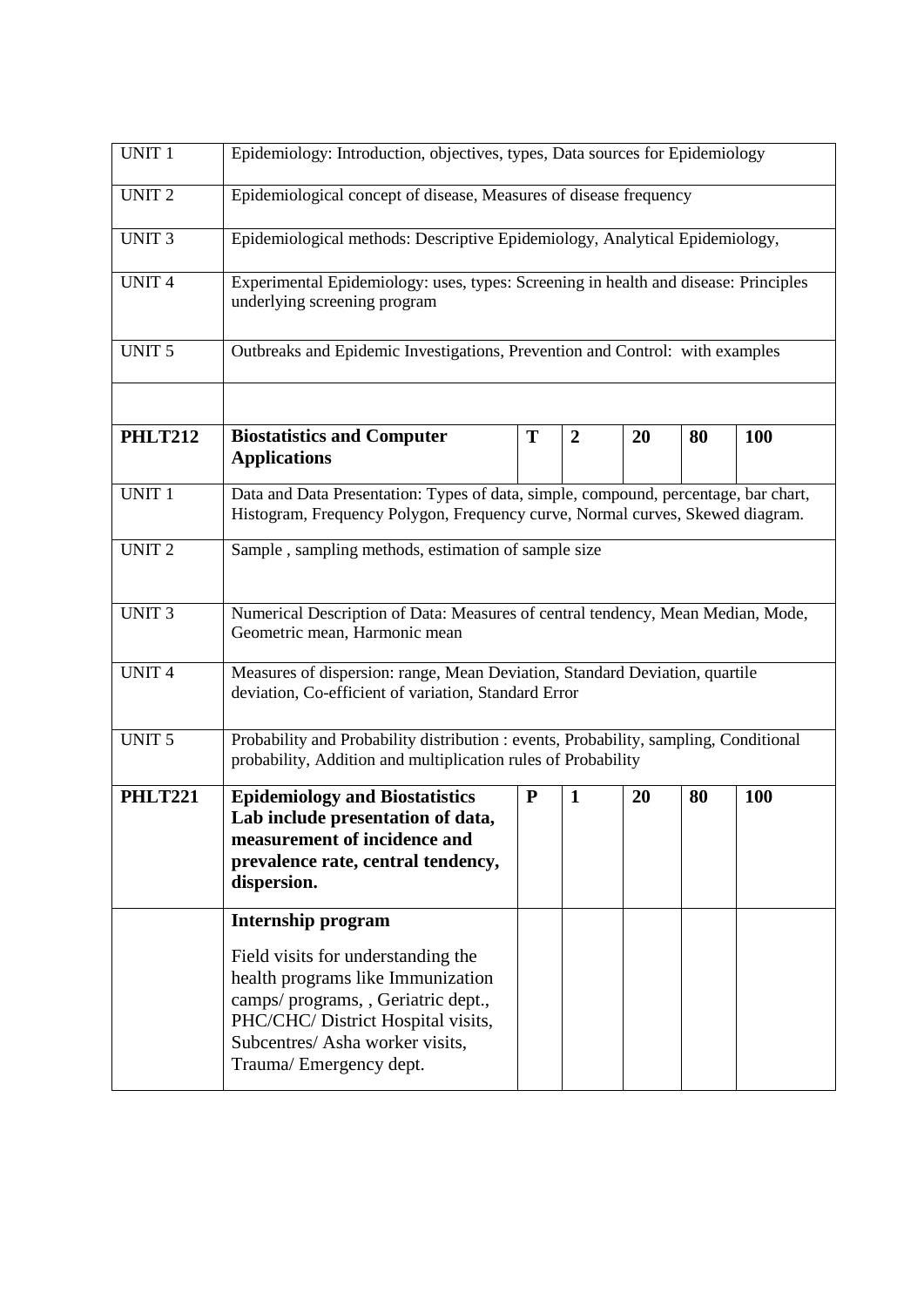| | | | | | | |
|---|---|---|---|---|---|---|
| UNIT 1 | Epidemiology: Introduction, objectives, types, Data sources for Epidemiology | | | | | |
| UNIT 2 | Epidemiological concept of disease, Measures of disease frequency | | | | | |
| UNIT 3 | Epidemiological methods: Descriptive Epidemiology, Analytical Epidemiology, | | | | | |
| UNIT 4 | Experimental Epidemiology: uses, types: Screening in health and disease: Principles underlying screening program | | | | | |
| UNIT 5 | Outbreaks and Epidemic Investigations, Prevention and Control: with examples | | | | | |
| | | | | | | |
| **PHLT212** | **Biostatistics and Computer Applications** | **T** | **2** | **20** | **80** | **100** |
| UNIT 1 | Data and Data Presentation: Types of data, simple, compound, percentage, bar chart, Histogram, Frequency Polygon, Frequency curve, Normal curves, Skewed diagram. | | | | | |
| UNIT 2 | Sample , sampling methods, estimation of sample size | | | | | |
| UNIT 3 | Numerical Description of Data: Measures of central tendency, Mean Median, Mode, Geometric mean, Harmonic mean | | | | | |
| UNIT 4 | Measures of dispersion: range, Mean Deviation, Standard Deviation, quartile deviation, Co-efficient of variation, Standard Error | | | | | |
| UNIT 5 | Probability and Probability distribution : events, Probability, sampling, Conditional probability, Addition and multiplication rules of Probability | | | | | |
| **PHLT221** | **Epidemiology and Biostatistics Lab include presentation of data, measurement of incidence and prevalence rate, central tendency, dispersion.** | **P** | **1** | **20** | **80** | **100** |
| | **Internship program** Field visits for understanding the health programs like Immunization camps/ programs, , Geriatric dept., PHC/CHC/ District Hospital visits, Subcentres/ Asha worker visits, Trauma/ Emergency dept. | | | | | |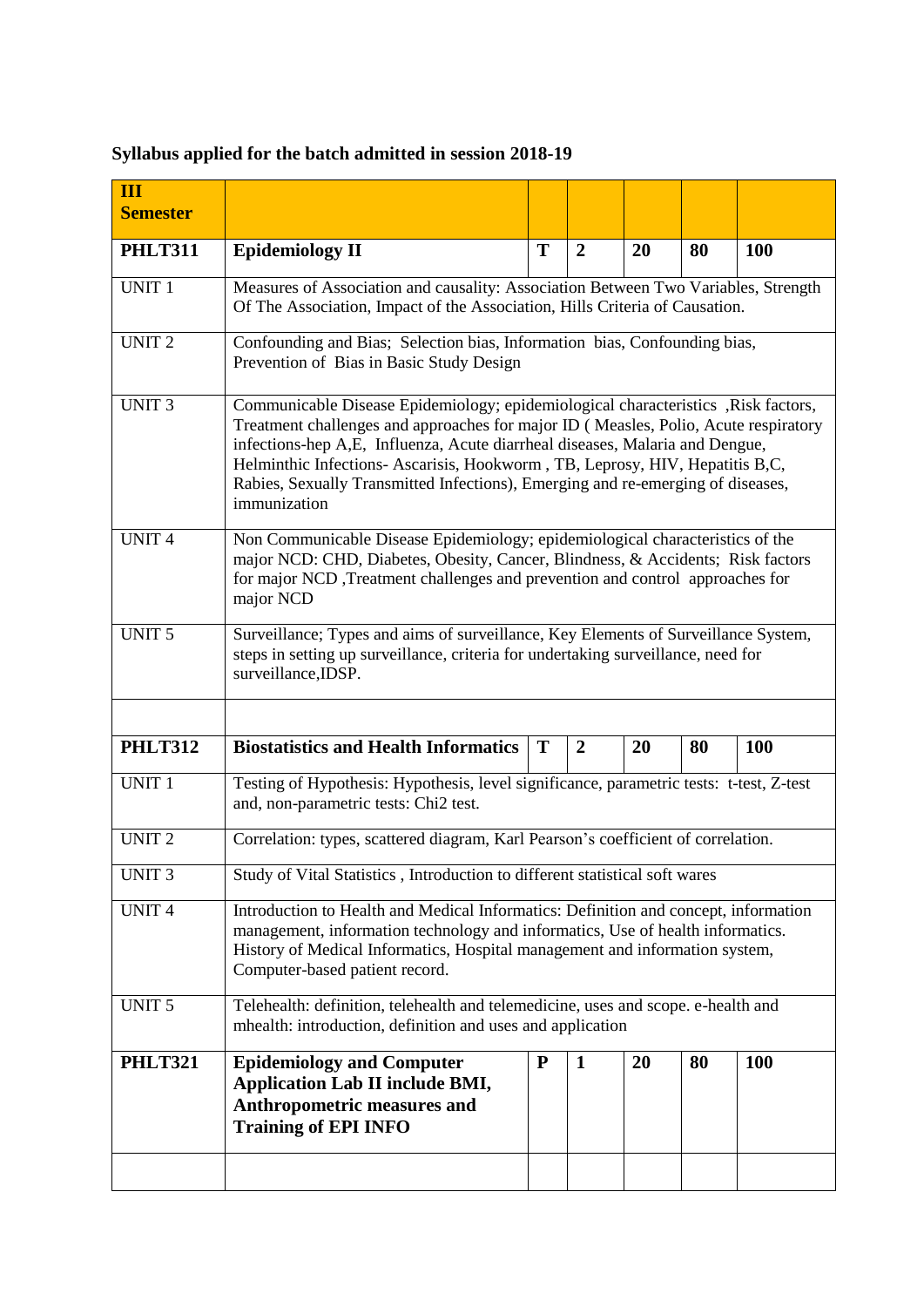**Syllabus applied for the batch admitted in session 2018-19**

| **III Semester** | | | | | | |
|---|---|---|---|---|---|---|
| **PHLT311** | **Epidemiology II** | **T** | **2** | **20** | **80** | **100** |
| UNIT 1 | Measures of Association and causality: Association Between Two Variables, Strength Of The Association, Impact of the Association, Hills Criteria of Causation. | | | | | |
| UNIT 2 | Confounding and Bias; Selection bias, Information bias, Confounding bias, Prevention of Bias in Basic Study Design | | | | | |
| UNIT 3 | Communicable Disease Epidemiology; epidemiological characteristics ,Risk factors, Treatment challenges and approaches for major ID ( Measles, Polio, Acute respiratory infections-hep A,E, Influenza, Acute diarrheal diseases, Malaria and Dengue, Helminthic Infections- Ascarisis, Hookworm , TB, Leprosy, HIV, Hepatitis B,C, Rabies, Sexually Transmitted Infections), Emerging and re-emerging of diseases, immunization | | | | | |
| UNIT 4 | Non Communicable Disease Epidemiology; epidemiological characteristics of the major NCD: CHD, Diabetes, Obesity, Cancer, Blindness, & Accidents; Risk factors for major NCD ,Treatment challenges and prevention and control approaches for major NCD | | | | | |
| UNIT 5 | Surveillance; Types and aims of surveillance, Key Elements of Surveillance System, steps in setting up surveillance, criteria for undertaking surveillance, need for surveillance,IDSP. | | | | | |
| | | | | | | |
| **PHLT312** | **Biostatistics and Health Informatics** | **T** | **2** | **20** | **80** | **100** |
| UNIT 1 | Testing of Hypothesis: Hypothesis, level significance, parametric tests: t-test, Z-test and, non-parametric tests: Chi2 test. | | | | | |
| UNIT 2 | Correlation: types, scattered diagram, Karl Pearson's coefficient of correlation. | | | | | |
| UNIT 3 | Study of Vital Statistics , Introduction to different statistical soft wares | | | | | |
| UNIT 4 | Introduction to Health and Medical Informatics: Definition and concept, information management, information technology and informatics, Use of health informatics. History of Medical Informatics, Hospital management and information system, Computer-based patient record. | | | | | |
| UNIT 5 | Telehealth: definition, telehealth and telemedicine, uses and scope. e-health and mhealth: introduction, definition and uses and application | | | | | |
| **PHLT321** | **Epidemiology and Computer Application Lab II include BMI, Anthropometric measures and Training of EPI INFO** | **P** | **1** | **20** | **80** | **100** |
| | | | | | | |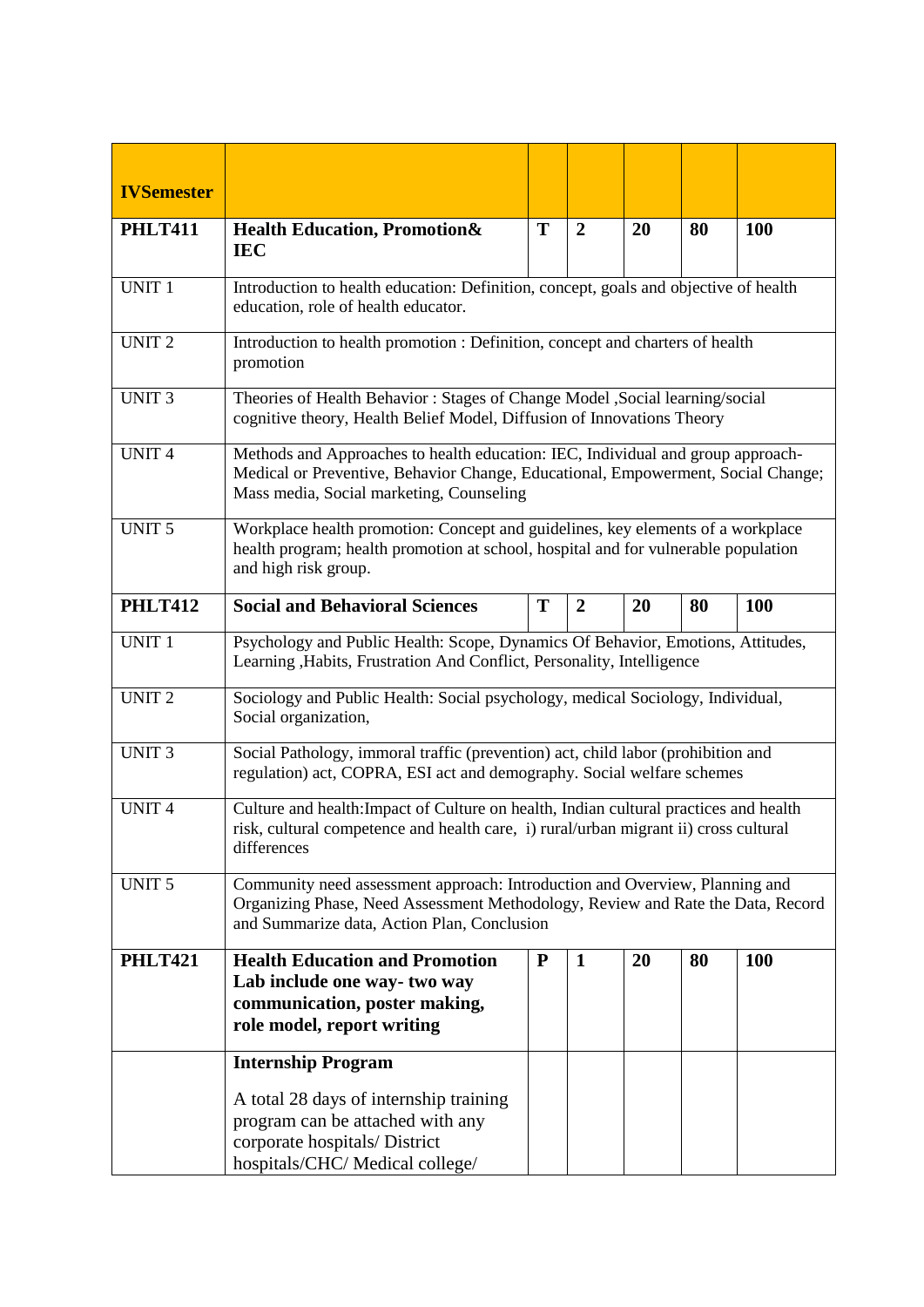| IVSemester | | | | | | |
|---|---|---|---|---|---|---|
| **PHLT411** | **Health Education, Promotion& IEC** | **T** | **2** | **20** | **80** | **100** |
| UNIT 1 | Introduction to health education: Definition, concept, goals and objective of health education, role of health educator. | | | | | |
| UNIT 2 | Introduction to health promotion : Definition, concept and charters of health promotion | | | | | |
| UNIT 3 | Theories of Health Behavior : Stages of Change Model ,Social learning/social cognitive theory, Health Belief Model, Diffusion of Innovations Theory | | | | | |
| UNIT 4 | Methods and Approaches to health education: IEC, Individual and group approach- Medical or Preventive, Behavior Change, Educational, Empowerment, Social Change; Mass media, Social marketing, Counseling | | | | | |
| UNIT 5 | Workplace health promotion: Concept and guidelines, key elements of a workplace health program; health promotion at school, hospital and for vulnerable population and high risk group. | | | | | |
| **PHLT412** | **Social and Behavioral Sciences** | **T** | **2** | **20** | **80** | **100** |
| UNIT 1 | Psychology and Public Health: Scope, Dynamics Of Behavior, Emotions, Attitudes, Learning ,Habits, Frustration And Conflict, Personality, Intelligence | | | | | |
| UNIT 2 | Sociology and Public Health: Social psychology, medical Sociology, Individual, Social organization, | | | | | |
| UNIT 3 | Social Pathology, immoral traffic (prevention) act, child labor (prohibition and regulation) act, COPRA, ESI act and demography. Social welfare schemes | | | | | |
| UNIT 4 | Culture and health:Impact of Culture on health, Indian cultural practices and health risk, cultural competence and health care, i) rural/urban migrant ii) cross cultural differences | | | | | |
| UNIT 5 | Community need assessment approach: Introduction and Overview, Planning and Organizing Phase, Need Assessment Methodology, Review and Rate the Data, Record and Summarize data, Action Plan, Conclusion | | | | | |
| **PHLT421** | **Health Education and Promotion Lab include one way- two way communication, poster making, role model, report writing** | **P** | **1** | **20** | **80** | **100** |
| | **Internship Program** A total 28 days of internship training program can be attached with any corporate hospitals/ District hospitals/CHC/ Medical college/ | | | | | |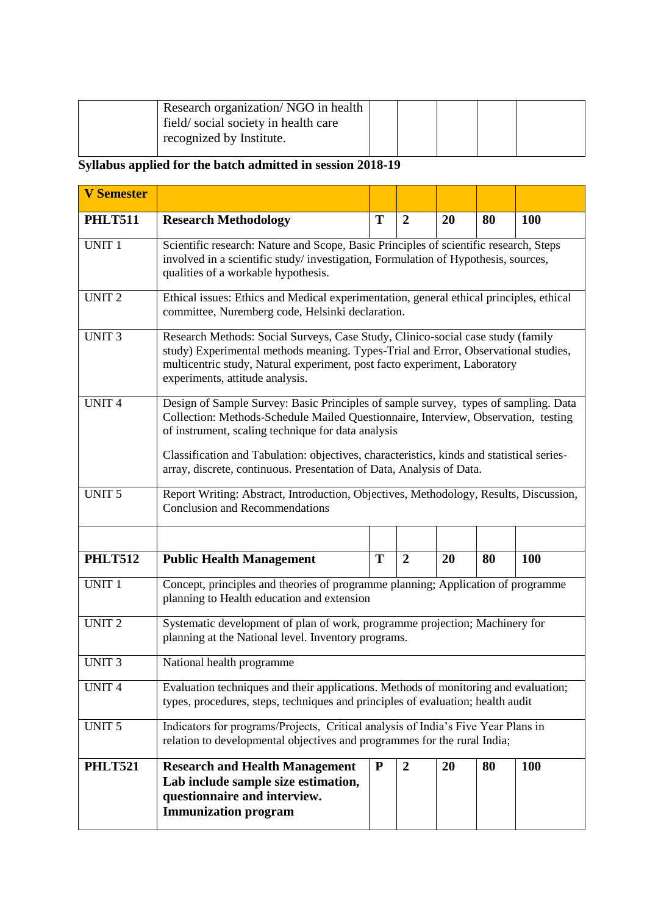| | Research organization/ NGO in health field/ social society in health care recognized by Institute. | | | | | |
|---|---|---|---|---|---|---|

**Syllabus applied for the batch admitted in session 2018-19**

| **V Semester** | | | | | | |
|---|---|---|---|---|---|---|
| **PHLT511** | **Research Methodology** | **T** | **2** | **20** | **80** | **100** |
| UNIT 1 | Scientific research: Nature and Scope, Basic Principles of scientific research, Steps involved in a scientific study/ investigation, Formulation of Hypothesis, sources, qualities of a workable hypothesis. | | | | | |
| UNIT 2 | Ethical issues: Ethics and Medical experimentation, general ethical principles, ethical committee, Nuremberg code, Helsinki declaration. | | | | | |
| UNIT 3 | Research Methods: Social Surveys, Case Study, Clinico-social case study (family study) Experimental methods meaning. Types-Trial and Error, Observational studies, multicentric study, Natural experiment, post facto experiment, Laboratory experiments, attitude analysis. | | | | | |
| UNIT 4 | Design of Sample Survey: Basic Principles of sample survey, types of sampling. Data Collection: Methods-Schedule Mailed Questionnaire, Interview, Observation, testing of instrument, scaling technique for data analysis<br><br>Classification and Tabulation: objectives, characteristics, kinds and statistical series-array, discrete, continuous. Presentation of Data, Analysis of Data. | | | | | |
| UNIT 5 | Report Writing: Abstract, Introduction, Objectives, Methodology, Results, Discussion, Conclusion and Recommendations | | | | | |
| | | | | | | |
| **PHLT512** | **Public Health Management** | **T** | **2** | **20** | **80** | **100** |
| UNIT 1 | Concept, principles and theories of programme planning; Application of programme planning to Health education and extension | | | | | |
| UNIT 2 | Systematic development of plan of work, programme projection; Machinery for planning at the National level. Inventory programs. | | | | | |
| UNIT 3 | National health programme | | | | | |
| UNIT 4 | Evaluation techniques and their applications. Methods of monitoring and evaluation; types, procedures, steps, techniques and principles of evaluation; health audit | | | | | |
| UNIT 5 | Indicators for programs/Projects, Critical analysis of India's Five Year Plans in relation to developmental objectives and programmes for the rural India; | | | | | |
| **PHLT521** | **Research and Health Management Lab include sample size estimation, questionnaire and interview. Immunization program** | **P** | **2** | **20** | **80** | **100** |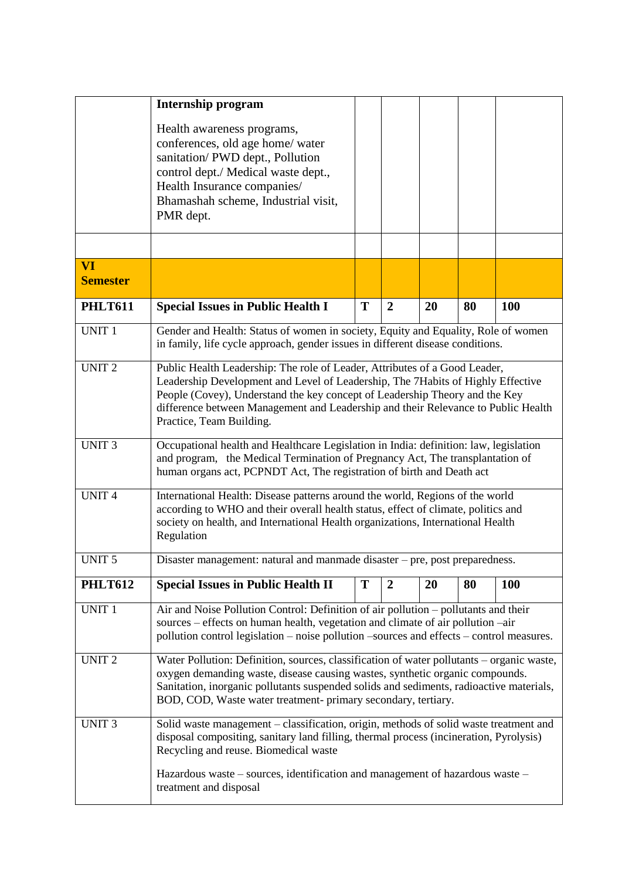| | | | | | | |
|---|---|---|---|---|---|---|
| | **Internship program**<br><br>Health awareness programs, conferences, old age home/ water sanitation/ PWD dept., Pollution control dept./ Medical waste dept., Health Insurance companies/ Bhamashah scheme, Industrial visit, PMR dept. | | | | | |
| | | | | | | |
| **VI Semester** | | | | | | |
| **PHLT611** | **Special Issues in Public Health I** | **T** | **2** | **20** | **80** | **100** |
| UNIT 1 | Gender and Health: Status of women in society, Equity and Equality, Role of women in family, life cycle approach, gender issues in different disease conditions. | | | | | |
| UNIT 2 | Public Health Leadership: The role of Leader, Attributes of a Good Leader, Leadership Development and Level of Leadership, The 7Habits of Highly Effective People (Covey), Understand the key concept of Leadership Theory and the Key difference between Management and Leadership and their Relevance to Public Health Practice, Team Building. | | | | | |
| UNIT 3 | Occupational health and Healthcare Legislation in India: definition: law, legislation and program, the Medical Termination of Pregnancy Act, The transplantation of human organs act, PCPNDT Act, The registration of birth and Death act | | | | | |
| UNIT 4 | International Health: Disease patterns around the world, Regions of the world according to WHO and their overall health status, effect of climate, politics and society on health, and International Health organizations, International Health Regulation | | | | | |
| UNIT 5 | Disaster management: natural and manmade disaster – pre, post preparedness. | | | | | |
| **PHLT612** | **Special Issues in Public Health II** | **T** | **2** | **20** | **80** | **100** |
| UNIT 1 | Air and Noise Pollution Control: Definition of air pollution – pollutants and their sources – effects on human health, vegetation and climate of air pollution –air pollution control legislation – noise pollution –sources and effects – control measures. | | | | | |
| UNIT 2 | Water Pollution: Definition, sources, classification of water pollutants – organic waste, oxygen demanding waste, disease causing wastes, synthetic organic compounds. Sanitation, inorganic pollutants suspended solids and sediments, radioactive materials, BOD, COD, Waste water treatment- primary secondary, tertiary. | | | | | |
| UNIT 3 | Solid waste management – classification, origin, methods of solid waste treatment and disposal compositing, sanitary land filling, thermal process (incineration, Pyrolysis) Recycling and reuse. Biomedical waste<br><br>Hazardous waste – sources, identification and management of hazardous waste – treatment and disposal | | | | | |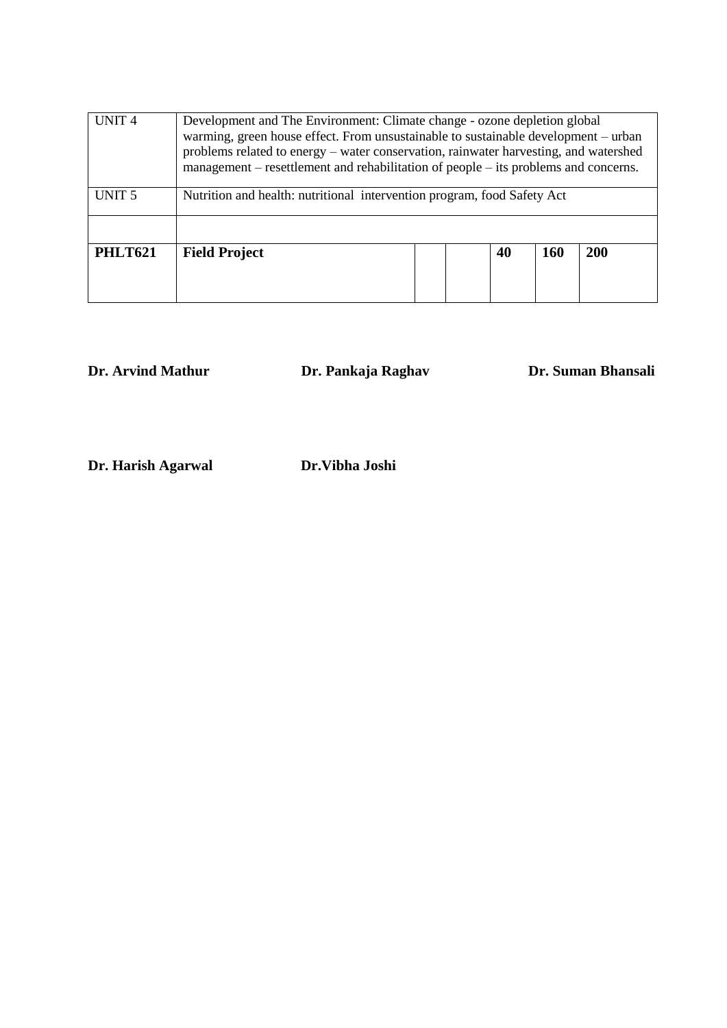| | | | | | | |
|---|---|---|---|---|---|---|
| UNIT 4 | Development and The Environment: Climate change - ozone depletion global warming, green house effect. From unsustainable to sustainable development – urban problems related to energy – water conservation, rainwater harvesting, and watershed management – resettlement and rehabilitation of people – its problems and concerns. | | | | | |
| UNIT 5 | Nutrition and health: nutritional intervention program, food Safety Act | | | | | |
| | | | | | | |
| **PHLT621** | **Field Project** | | | **40** | **160** | **200** |

**Dr. Arvind Mathur** **Dr. Pankaja Raghav** **Dr. Suman Bhansali**

**Dr. Harish Agarwal** **Dr.Vibha Joshi**